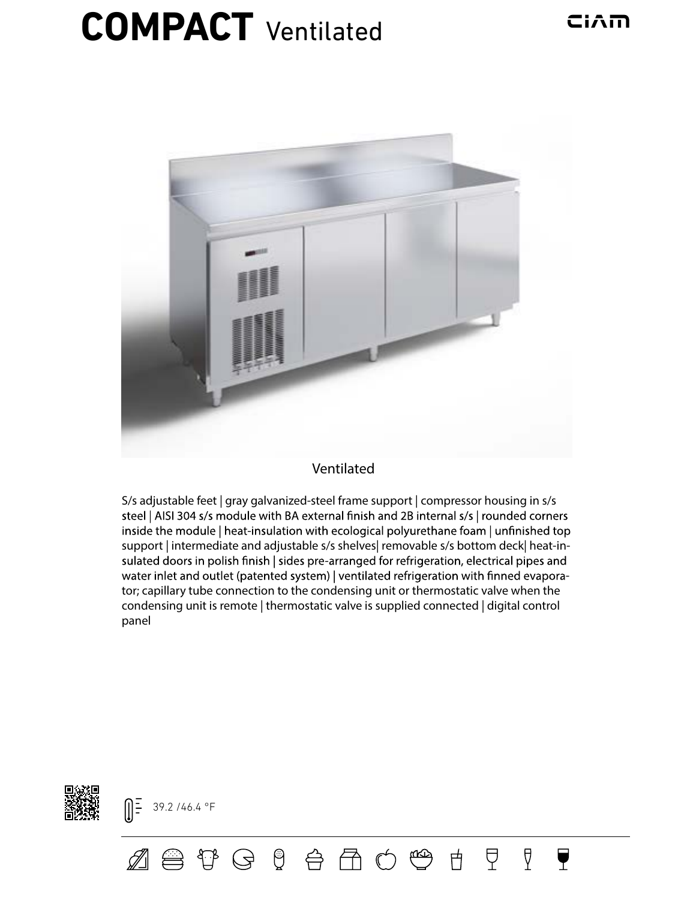# COMPACT Ventilated

CIAM

Ventilated

S/s adjustable feet | gray galvanized-steel frame support | compressor housing in s/s steel | AISI 304 s/s module with BA external finish and 2B internal s/s | rounded corners inside the module | heat-insulation with ecological polyurethane foam | unfinished top support | intermediate and adjustable s/s shelves| removable s/s bottom deck| heat-insulated doors in polish finish | sides pre-arranged for refrigeration, electrical pipes and water inlet and outlet (patented system) | ventilated refrigeration with finned evaporator; capillary tube connection to the condensing unit or thermostatic valve when the condensing unit is remote | thermostatic valve is supplied connected | digital control panel

39.2 /46.4 °F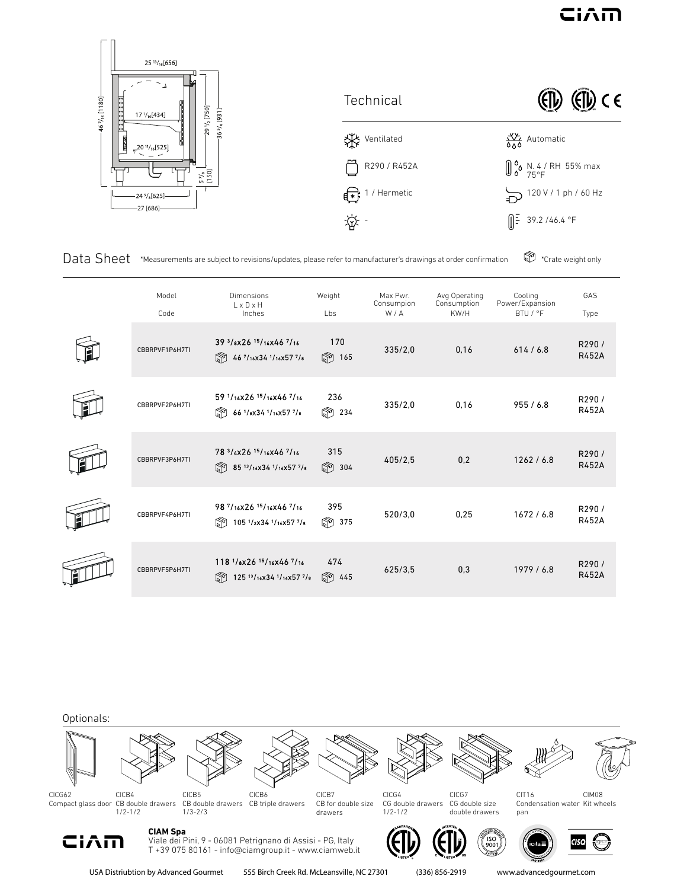46 7/16 [1180]

25 13/16 [656]

17 1/16 [434]

20 11/16 [525]

29 1/2 [750]

36 5/8 [931]

5 7/8 [150]

24 5/8 [625]

27 [686]

## Technical

| | |
|---|---|
| Ventilated | Automatic |
| R290 / R452A | N. 4 / RH 55% max 75°F |
| 1 / Hermetic | 120 V / 1 ph / 60 Hz |
| - | 39.2 /46.4 °F |

## Data Sheet

*Measurements are subject to revisions/updates, please refer to manufacturer's drawings at order confirmation

*Crate weight only

| Model Code | Dimensions L x D x H Inches | Weight Lbs | Max Pwr. Consumpion W / A | Avg Operating Consumption KW/H | Cooling Power/Expansion BTU / °F | GAS Type |
|---|---|---|---|---|---|---|
| CBBRPVF1P6H7TI | 39 3/8x26 15/16x46 7/16<br>46 7/16x34 1/16x57 7/8 | 170<br>165 | 335/2,0 | 0,16 | 614 / 6.8 | R290 / R452A |
| CBBRPVF2P6H7TI | 59 1/16x26 15/16x46 7/16<br>66 1/8x34 1/16x57 7/8 | 236<br>234 | 335/2,0 | 0,16 | 955 / 6.8 | R290 / R452A |
| CBBRPVF3P6H7TI | 78 3/4x26 15/16x46 7/16<br>85 13/16x34 1/16x57 7/8 | 315<br>304 | 405/2,5 | 0,2 | 1262 / 6.8 | R290 / R452A |
| CBBRPVF4P6H7TI | 98 7/16x26 15/16x46 7/16<br>105 1/2x34 1/16x57 7/8 | 395<br>375 | 520/3,0 | 0,25 | 1672 / 6.8 | R290 / R452A |
| CBBRPVF5P6H7TI | 118 1/8x26 15/16x46 7/16<br>125 13/16x34 1/16x57 7/8 | 474<br>445 | 625/3,5 | 0,3 | 1979 / 6.8 | R290 / R452A |

## Optionals:

- CICG62 Compact glass door
- CICB4 CB double drawers 1/2-1/2
- CICB5 CB double drawers 1/3-2/3
- CICB6 CB triple drawers
- CICB7 CB for double size drawers
- CICG4 CG double drawers 1/2-1/2
- CICG7 CG double size double drawers
- CIT16 Condensation water pan
- CIM08 Kit wheels

**CIAM Spa**
Viale dei Pini, 9 - 06081 Petrignano di Assisi - PG, Italy
T +39 075 80161 - info@ciamgroup.it - www.ciamweb.it

USA Distriubtion by Advanced Gourmet 555 Birch Creek Rd. McLeansville, NC 27301 (336) 856-2919 www.advancedgourmet.com